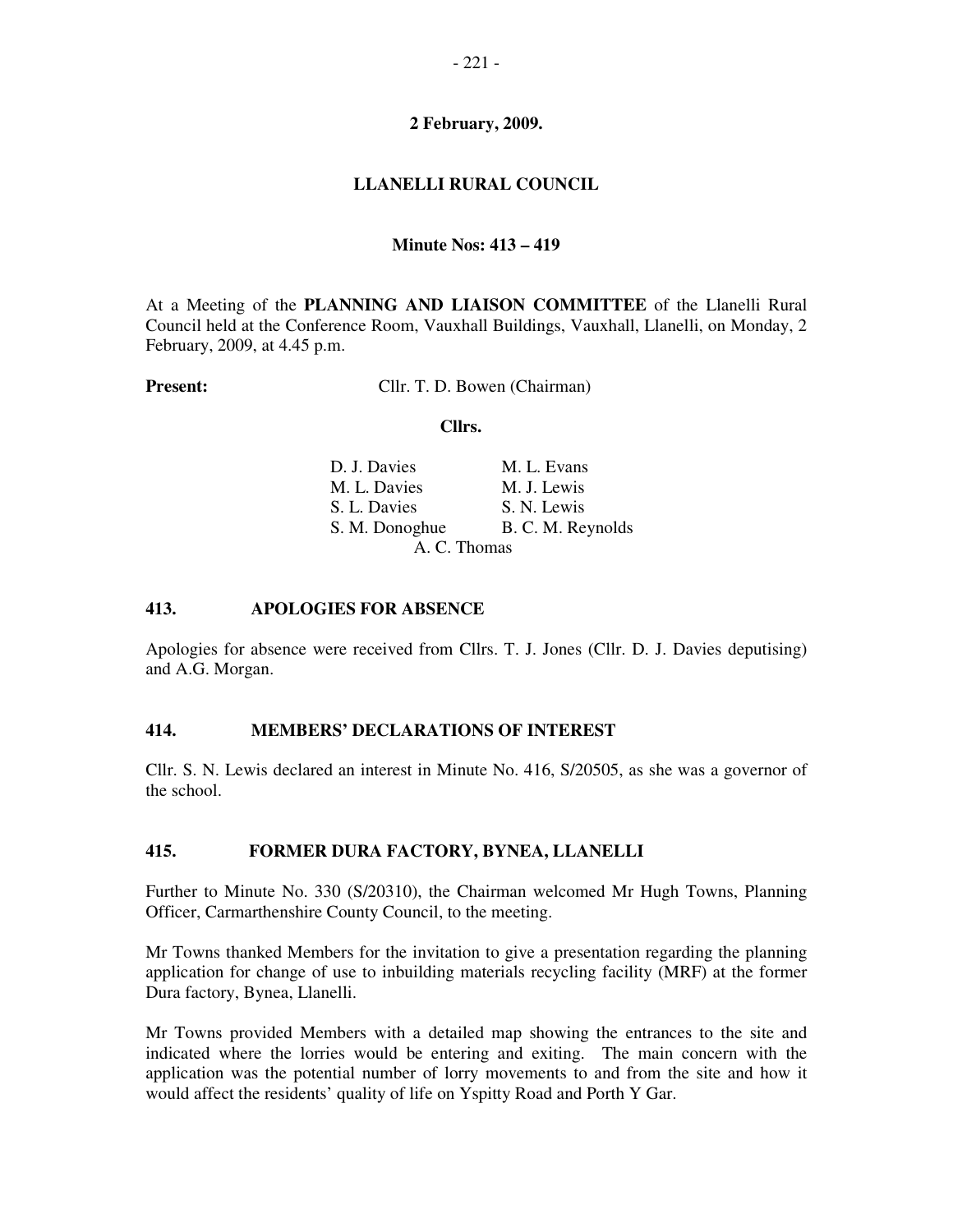**2 February, 2009.**

**LLANELLI RURAL COUNCIL**

**Minute Nos: 413 – 419**

At a Meeting of the **PLANNING AND LIAISON COMMITTEE** of the Llanelli Rural Council held at the Conference Room, Vauxhall Buildings, Vauxhall, Llanelli, on Monday, 2 February, 2009, at 4.45 p.m.

**Present:** Cllr. T. D. Bowen (Chairman)

**Cllrs.**

| | |
|---|---|
| D. J. Davies | M. L. Evans |
| M. L. Davies | M. J. Lewis |
| S. L. Davies | S. N. Lewis |
| S. M. Donoghue | B. C. M. Reynolds |
| A. C. Thomas | |

## 413. APOLOGIES FOR ABSENCE

Apologies for absence were received from Cllrs. T. J. Jones (Cllr. D. J. Davies deputising) and A.G. Morgan.

## 414. MEMBERS' DECLARATIONS OF INTEREST

Cllr. S. N. Lewis declared an interest in Minute No. 416, S/20505, as she was a governor of the school.

## 415. FORMER DURA FACTORY, BYNEA, LLANELLI

Further to Minute No. 330 (S/20310), the Chairman welcomed Mr Hugh Towns, Planning Officer, Carmarthenshire County Council, to the meeting.

Mr Towns thanked Members for the invitation to give a presentation regarding the planning application for change of use to inbuilding materials recycling facility (MRF) at the former Dura factory, Bynea, Llanelli.

Mr Towns provided Members with a detailed map showing the entrances to the site and indicated where the lorries would be entering and exiting. The main concern with the application was the potential number of lorry movements to and from the site and how it would affect the residents' quality of life on Yspitty Road and Porth Y Gar.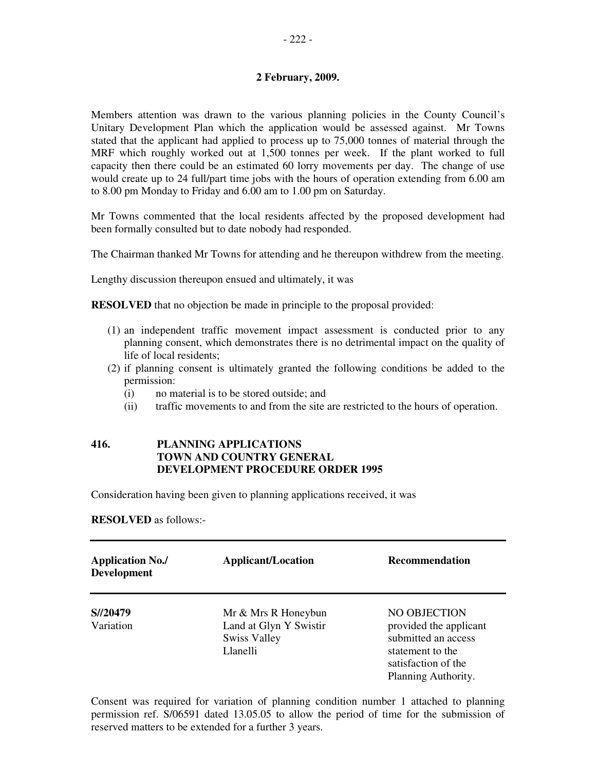**2 February, 2009.**

Members attention was drawn to the various planning policies in the County Council's Unitary Development Plan which the application would be assessed against. Mr Towns stated that the applicant had applied to process up to 75,000 tonnes of material through the MRF which roughly worked out at 1,500 tonnes per week. If the plant worked to full capacity then there could be an estimated 60 lorry movements per day. The change of use would create up to 24 full/part time jobs with the hours of operation extending from 6.00 am to 8.00 pm Monday to Friday and 6.00 am to 1.00 pm on Saturday.

Mr Towns commented that the local residents affected by the proposed development had been formally consulted but to date nobody had responded.

The Chairman thanked Mr Towns for attending and he thereupon withdrew from the meeting.

Lengthy discussion thereupon ensued and ultimately, it was

**RESOLVED** that no objection be made in principle to the proposal provided:

(1) an independent traffic movement impact assessment is conducted prior to any planning consent, which demonstrates there is no detrimental impact on the quality of life of local residents;
(2) if planning consent is ultimately granted the following conditions be added to the permission:
   (i) no material is to be stored outside; and
   (ii) traffic movements to and from the site are restricted to the hours of operation.

## 416. PLANNING APPLICATIONS TOWN AND COUNTRY GENERAL DEVELOPMENT PROCEDURE ORDER 1995

Consideration having been given to planning applications received, it was

**RESOLVED** as follows:-

| Application No./ Development | Applicant/Location | Recommendation |
|---|---|---|
| **S//20479** Variation | Mr & Mrs R Honeybun Land at Glyn Y Swistir Swiss Valley Llanelli | NO OBJECTION provided the applicant submitted an access statement to the satisfaction of the Planning Authority. |

Consent was required for variation of planning condition number 1 attached to planning permission ref. S/06591 dated 13.05.05 to allow the period of time for the submission of reserved matters to be extended for a further 3 years.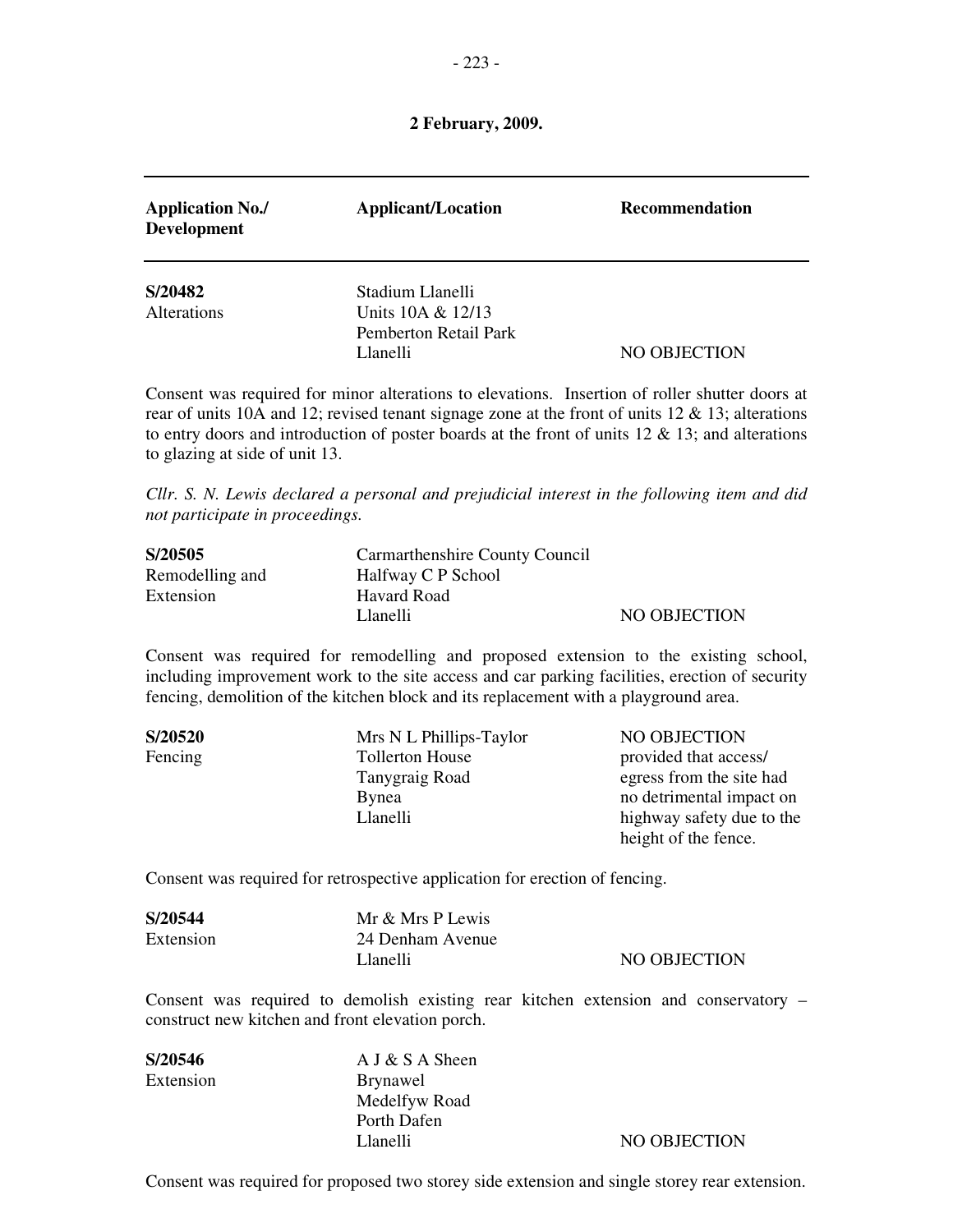**2 February, 2009.**

| Application No./ Development | Applicant/Location | Recommendation |
|---|---|---|
| **S/20482** Alterations | Stadium Llanelli Units 10A & 12/13 Pemberton Retail Park Llanelli | NO OBJECTION |

Consent was required for minor alterations to elevations. Insertion of roller shutter doors at rear of units 10A and 12; revised tenant signage zone at the front of units 12 & 13; alterations to entry doors and introduction of poster boards at the front of units 12 & 13; and alterations to glazing at side of unit 13.

*Cllr. S. N. Lewis declared a personal and prejudicial interest in the following item and did not participate in proceedings.*

| | | |
|---|---|---|
| **S/20505** Remodelling and Extension | Carmarthenshire County Council Halfway C P School Havard Road Llanelli | NO OBJECTION |

Consent was required for remodelling and proposed extension to the existing school, including improvement work to the site access and car parking facilities, erection of security fencing, demolition of the kitchen block and its replacement with a playground area.

| | | |
|---|---|---|
| **S/20520** Fencing | Mrs N L Phillips-Taylor Tollerton House Tanygraig Road Bynea Llanelli | NO OBJECTION provided that access/ egress from the site had no detrimental impact on highway safety due to the height of the fence. |

Consent was required for retrospective application for erection of fencing.

| | | |
|---|---|---|
| **S/20544** Extension | Mr & Mrs P Lewis 24 Denham Avenue Llanelli | NO OBJECTION |

Consent was required to demolish existing rear kitchen extension and conservatory – construct new kitchen and front elevation porch.

| | | |
|---|---|---|
| **S/20546** Extension | A J & S A Sheen Brynawel Medelfyw Road Porth Dafen Llanelli | NO OBJECTION |

Consent was required for proposed two storey side extension and single storey rear extension.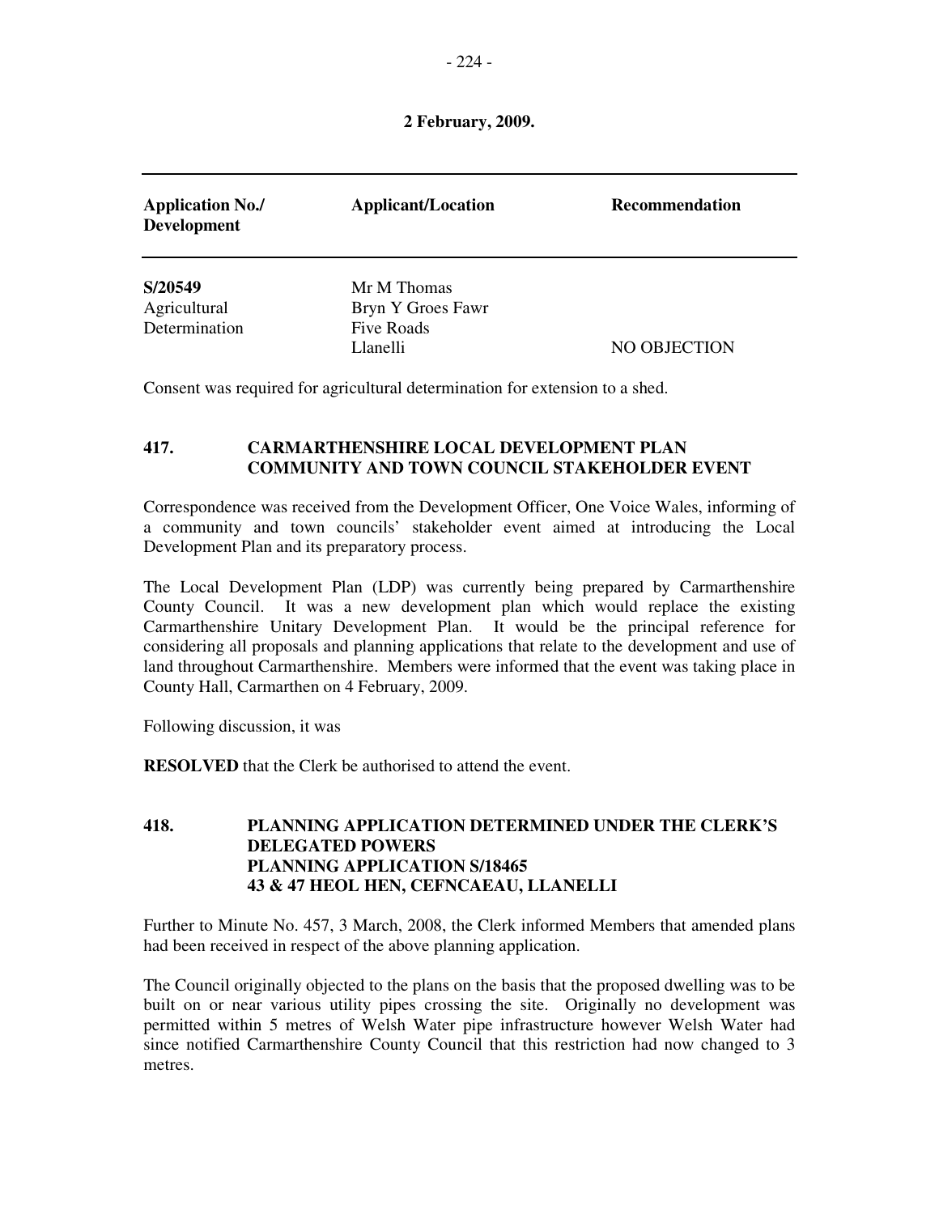**2 February, 2009.**

| Application No./ Development | Applicant/Location | Recommendation |
|---|---|---|
| **S/20549** Agricultural Determination | Mr M Thomas Bryn Y Groes Fawr Five Roads Llanelli | NO OBJECTION |

Consent was required for agricultural determination for extension to a shed.

## 417. CARMARTHENSHIRE LOCAL DEVELOPMENT PLAN COMMUNITY AND TOWN COUNCIL STAKEHOLDER EVENT

Correspondence was received from the Development Officer, One Voice Wales, informing of a community and town councils' stakeholder event aimed at introducing the Local Development Plan and its preparatory process.

The Local Development Plan (LDP) was currently being prepared by Carmarthenshire County Council. It was a new development plan which would replace the existing Carmarthenshire Unitary Development Plan. It would be the principal reference for considering all proposals and planning applications that relate to the development and use of land throughout Carmarthenshire. Members were informed that the event was taking place in County Hall, Carmarthen on 4 February, 2009.

Following discussion, it was

**RESOLVED** that the Clerk be authorised to attend the event.

## 418. PLANNING APPLICATION DETERMINED UNDER THE CLERK'S DELEGATED POWERS PLANNING APPLICATION S/18465 43 & 47 HEOL HEN, CEFNCAEAU, LLANELLI

Further to Minute No. 457, 3 March, 2008, the Clerk informed Members that amended plans had been received in respect of the above planning application.

The Council originally objected to the plans on the basis that the proposed dwelling was to be built on or near various utility pipes crossing the site. Originally no development was permitted within 5 metres of Welsh Water pipe infrastructure however Welsh Water had since notified Carmarthenshire County Council that this restriction had now changed to 3 metres.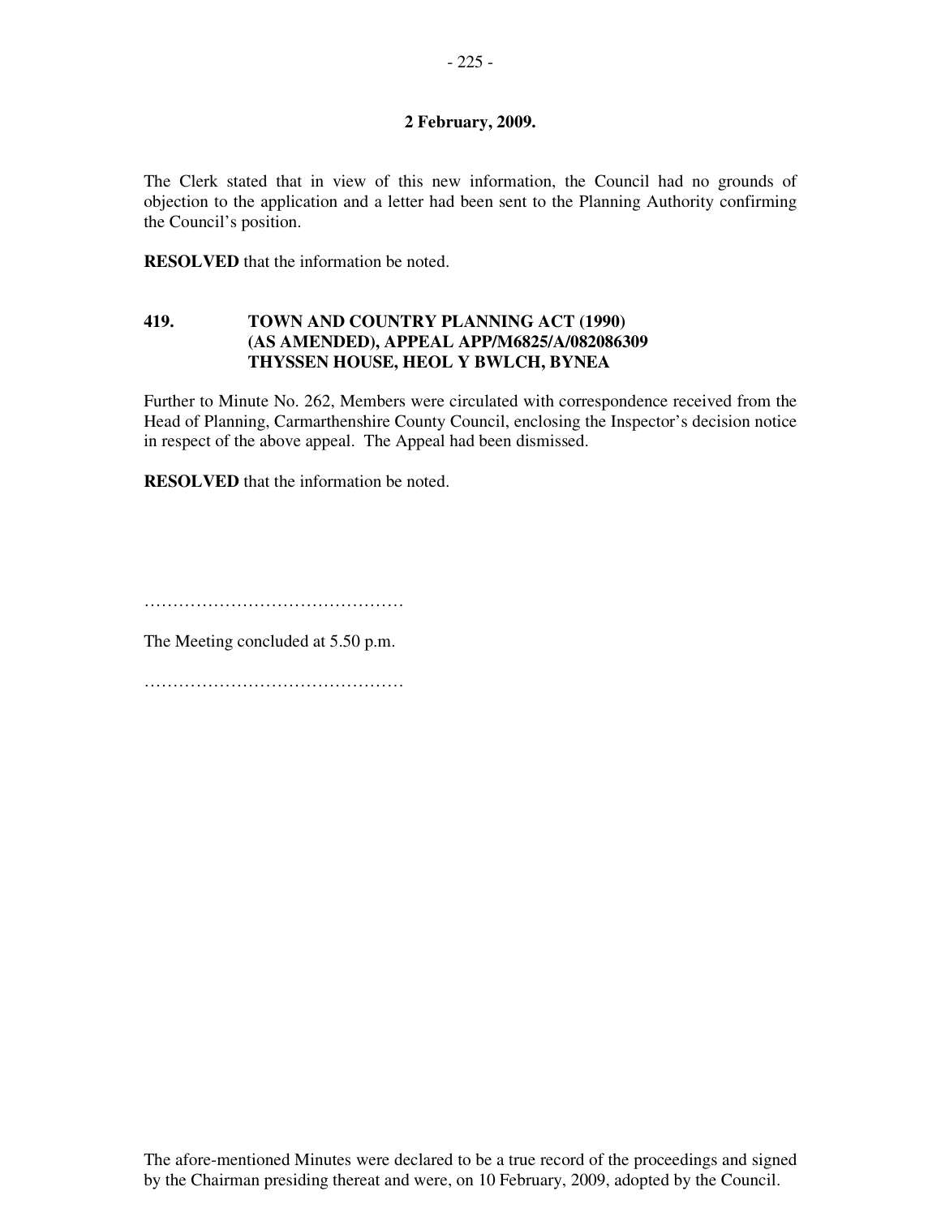**2 February, 2009.**

The Clerk stated that in view of this new information, the Council had no grounds of objection to the application and a letter had been sent to the Planning Authority confirming the Council's position.

**RESOLVED** that the information be noted.

**419. TOWN AND COUNTRY PLANNING ACT (1990) (AS AMENDED), APPEAL APP/M6825/A/082086309 THYSSEN HOUSE, HEOL Y BWLCH, BYNEA**

Further to Minute No. 262, Members were circulated with correspondence received from the Head of Planning, Carmarthenshire County Council, enclosing the Inspector's decision notice in respect of the above appeal. The Appeal had been dismissed.

**RESOLVED** that the information be noted.

………………………………………

The Meeting concluded at 5.50 p.m.

………………………………………

The afore-mentioned Minutes were declared to be a true record of the proceedings and signed by the Chairman presiding thereat and were, on 10 February, 2009, adopted by the Council.